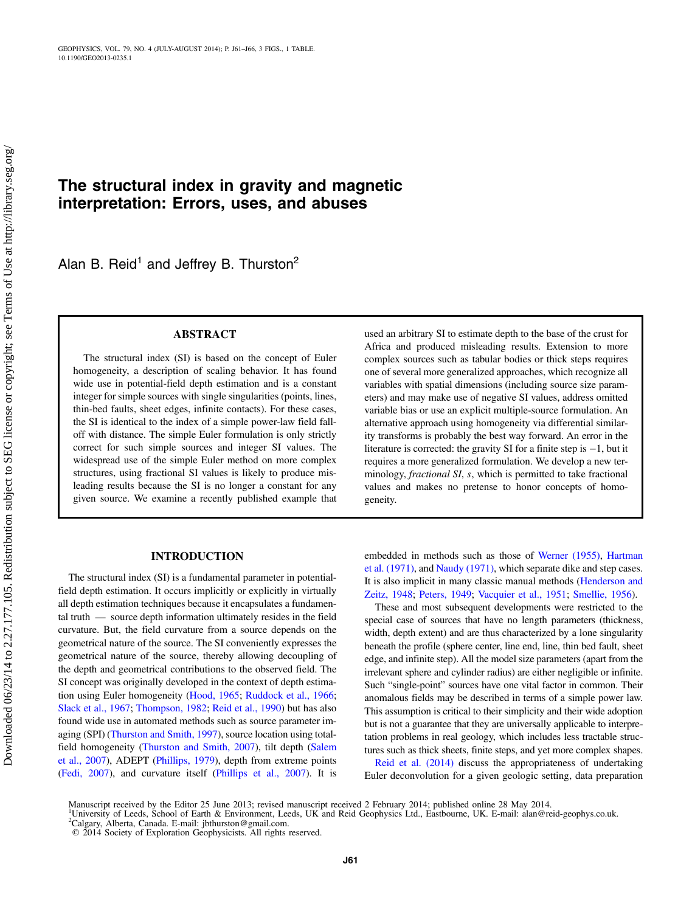# The structural index in gravity and magnetic interpretation: Errors, uses, and abuses

Alan B. Reid[1] and Jeffrey B. Thurston[2]

## ABSTRACT

The structural index (SI) is based on the concept of Euler homogeneity, a description of scaling behavior. It has found wide use in potential-field depth estimation and is a constant integer for simple sources with single singularities (points, lines, thin-bed faults, sheet edges, infinite contacts). For these cases, the SI is identical to the index of a simple power-law field falloff with distance. The simple Euler formulation is only strictly correct for such simple sources and integer SI values. The widespread use of the simple Euler method on more complex structures, using fractional SI values is likely to produce misleading results because the SI is no longer a constant for any given source. We examine a recently published example that used an arbitrary SI to estimate depth to the base of the crust for Africa and produced misleading results. Extension to more complex sources such as tabular bodies or thick steps requires one of several more generalized approaches, which recognize all variables with spatial dimensions (including source size parameters) and may make use of negative SI values, address omitted variable bias or use an explicit multiple-source formulation. An alternative approach using homogeneity via differential similarity transforms is probably the best way forward. An error in the literature is corrected: the gravity SI for a finite step is −1, but it requires a more generalized formulation. We develop a new terminology, *fractional SI*, *s*, which is permitted to take fractional values and makes no pretense to honor concepts of homogeneity.

## INTRODUCTION

The structural index (SI) is a fundamental parameter in potential-field depth estimation. It occurs implicitly or explicitly in virtually all depth estimation techniques because it encapsulates a fundamental truth — source depth information ultimately resides in the field curvature. But, the field curvature from a source depends on the geometrical nature of the source. The SI conveniently expresses the geometrical nature of the source, thereby allowing decoupling of the depth and geometrical contributions to the observed field. The SI concept was originally developed in the context of depth estimation using Euler homogeneity (Hood, 1965; Ruddock et al., 1966; Slack et al., 1967; Thompson, 1982; Reid et al., 1990) but has also found wide use in automated methods such as source parameter imaging (SPI) (Thurston and Smith, 1997), source location using total-field homogeneity (Thurston and Smith, 2007), tilt depth (Salem et al., 2007), ADEPT (Phillips, 1979), depth from extreme points (Fedi, 2007), and curvature itself (Phillips et al., 2007). It is embedded in methods such as those of Werner (1955), Hartman et al. (1971), and Naudy (1971), which separate dike and step cases. It is also implicit in many classic manual methods (Henderson and Zeitz, 1948; Peters, 1949; Vacquier et al., 1951; Smellie, 1956).

These and most subsequent developments were restricted to the special case of sources that have no length parameters (thickness, width, depth extent) and are thus characterized by a lone singularity beneath the profile (sphere center, line end, line, thin bed fault, sheet edge, and infinite step). All the model size parameters (apart from the irrelevant sphere and cylinder radius) are either negligible or infinite. Such "single-point" sources have one vital factor in common. Their anomalous fields may be described in terms of a simple power law. This assumption is critical to their simplicity and their wide adoption but is not a guarantee that they are universally applicable to interpretation problems in real geology, which includes less tractable structures such as thick sheets, finite steps, and yet more complex shapes.

Reid et al. (2014) discuss the appropriateness of undertaking Euler deconvolution for a given geologic setting, data preparation

Manuscript received by the Editor 25 June 2013; revised manuscript received 2 February 2014; published online 28 May 2014.
[1]University of Leeds, School of Earth & Environment, Leeds, UK and Reid Geophysics Ltd., Eastbourne, UK. E-mail: alan@reid-geophys.co.uk.
[2]Calgary, Alberta, Canada. E-mail: jbthurston@gmail.com.
© 2014 Society of Exploration Geophysicists. All rights reserved.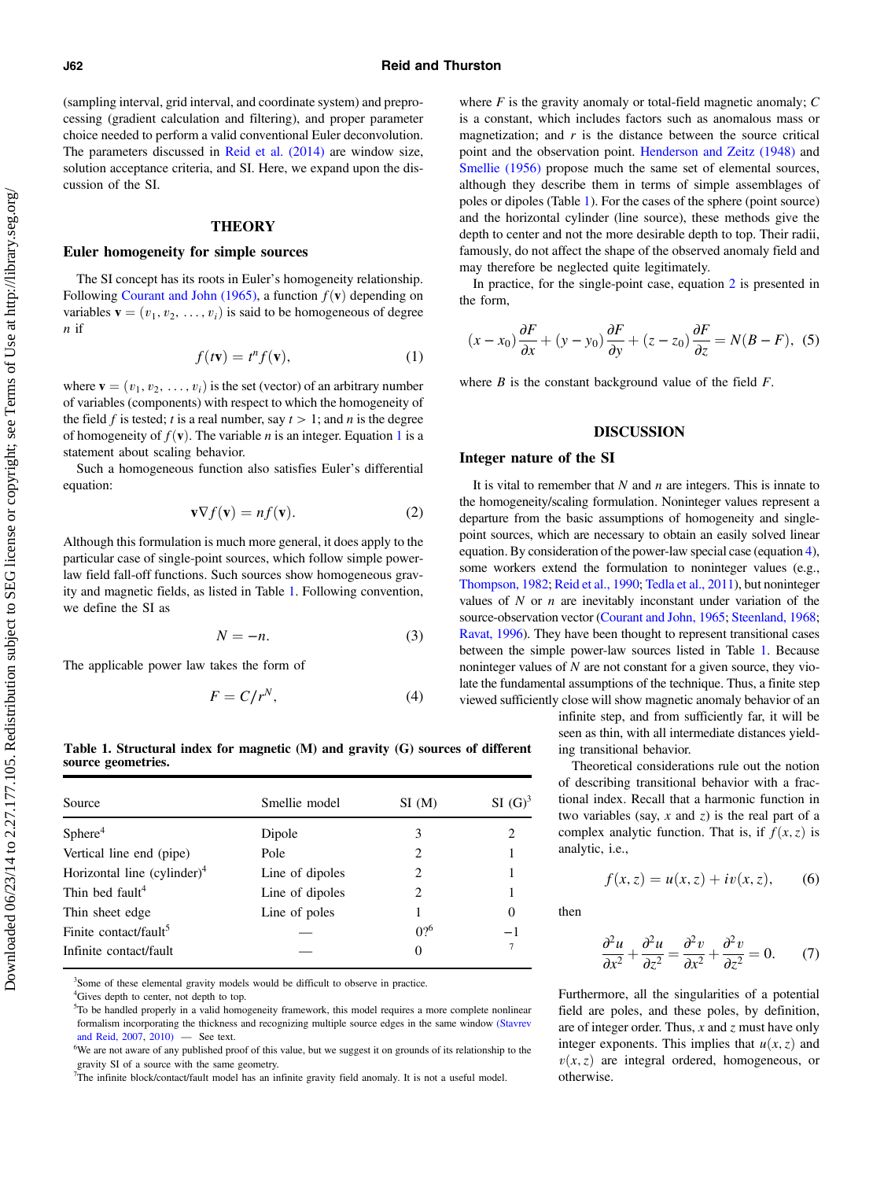(sampling interval, grid interval, and coordinate system) and preprocessing (gradient calculation and filtering), and proper parameter choice needed to perform a valid conventional Euler deconvolution. The parameters discussed in Reid et al. (2014) are window size, solution acceptance criteria, and SI. Here, we expand upon the discussion of the SI.

## THEORY

### Euler homogeneity for simple sources

The SI concept has its roots in Euler's homogeneity relationship. Following Courant and John (1965), a function $f(\mathbf{v})$ depending on variables $\mathbf{v} = (v_1, v_2, \ldots, v_i)$ is said to be homogeneous of degree $n$ if

$$f(t\mathbf{v}) = t^n f(\mathbf{v}), \tag{1}$$

where $\mathbf{v} = (v_1, v_2, \ldots, v_i)$ is the set (vector) of an arbitrary number of variables (components) with respect to which the homogeneity of the field $f$ is tested; $t$ is a real number, say $t > 1$; and $n$ is the degree of homogeneity of $f(\mathbf{v})$. The variable $n$ is an integer. Equation 1 is a statement about scaling behavior.

Such a homogeneous function also satisfies Euler's differential equation:

$$\mathbf{v}\nabla f(\mathbf{v}) = nf(\mathbf{v}). \tag{2}$$

Although this formulation is much more general, it does apply to the particular case of single-point sources, which follow simple power-law field fall-off functions. Such sources show homogeneous gravity and magnetic fields, as listed in Table 1. Following convention, we define the SI as

$$N = -n. \tag{3}$$

The applicable power law takes the form of

$$F = C/r^N, \tag{4}$$

where $F$ is the gravity anomaly or total-field magnetic anomaly; $C$ is a constant, which includes factors such as anomalous mass or magnetization; and $r$ is the distance between the source critical point and the observation point. Henderson and Zeitz (1948) and Smellie (1956) propose much the same set of elemental sources, although they describe them in terms of simple assemblages of poles or dipoles (Table 1). For the cases of the sphere (point source) and the horizontal cylinder (line source), these methods give the depth to center and not the more desirable depth to top. Their radii, famously, do not affect the shape of the observed anomaly field and may therefore be neglected quite legitimately.

In practice, for the single-point case, equation 2 is presented in the form,

$$(x - x_0)\frac{\partial F}{\partial x} + (y - y_0)\frac{\partial F}{\partial y} + (z - z_0)\frac{\partial F}{\partial z} = N(B - F), \tag{5}$$

where $B$ is the constant background value of the field $F$.

**Table 1. Structural index for magnetic (M) and gravity (G) sources of different source geometries.**

| Source | Smellie model | SI (M) | SI (G)[3] |
|---|---|---|---|
| Sphere[4] | Dipole | 3 | 2 |
| Vertical line end (pipe) | Pole | 2 | 1 |
| Horizontal line (cylinder)[4] | Line of dipoles | 2 | 1 |
| Thin bed fault[4] | Line of dipoles | 2 | 1 |
| Thin sheet edge | Line of poles | 1 | 0 |
| Finite contact/fault[5] | — | 0?[6] | −1 |
| Infinite contact/fault | — | 0 | [7] |

[3]Some of these elemental gravity models would be difficult to observe in practice.
[4]Gives depth to center, not depth to top.
[5]To be handled properly in a valid homogeneity framework, this model requires a more complete nonlinear formalism incorporating the thickness and recognizing multiple source edges in the same window (Stavrev and Reid, 2007, 2010) — See text.
[6]We are not aware of any published proof of this value, but we suggest it on grounds of its relationship to the gravity SI of a source with the same geometry.
[7]The infinite block/contact/fault model has an infinite gravity field anomaly. It is not a useful model.

## DISCUSSION

### Integer nature of the SI

It is vital to remember that $N$ and $n$ are integers. This is innate to the homogeneity/scaling formulation. Noninteger values represent a departure from the basic assumptions of homogeneity and single-point sources, which are necessary to obtain an easily solved linear equation. By consideration of the power-law special case (equation 4), some workers extend the formulation to noninteger values (e.g., Thompson, 1982; Reid et al., 1990; Tedla et al., 2011), but noninteger values of $N$ or $n$ are inevitably inconstant under variation of the source-observation vector (Courant and John, 1965; Steenland, 1968; Ravat, 1996). They have been thought to represent transitional cases between the simple power-law sources listed in Table 1. Because noninteger values of $N$ are not constant for a given source, they violate the fundamental assumptions of the technique. Thus, a finite step viewed sufficiently close will show magnetic anomaly behavior of an infinite step, and from sufficiently far, it will be seen as thin, with all intermediate distances yielding transitional behavior.

Theoretical considerations rule out the notion of describing transitional behavior with a fractional index. Recall that a harmonic function in two variables (say, $x$ and $z$) is the real part of a complex analytic function. That is, if $f(x, z)$ is analytic, i.e.,

$$f(x, z) = u(x, z) + iv(x, z), \tag{6}$$

then

$$\frac{\partial^2 u}{\partial x^2} + \frac{\partial^2 u}{\partial z^2} = \frac{\partial^2 v}{\partial x^2} + \frac{\partial^2 v}{\partial z^2} = 0. \tag{7}$$

Furthermore, all the singularities of a potential field are poles, and these poles, by definition, are of integer order. Thus, $x$ and $z$ must have only integer exponents. This implies that $u(x, z)$ and $v(x, z)$ are integral ordered, homogeneous, or otherwise.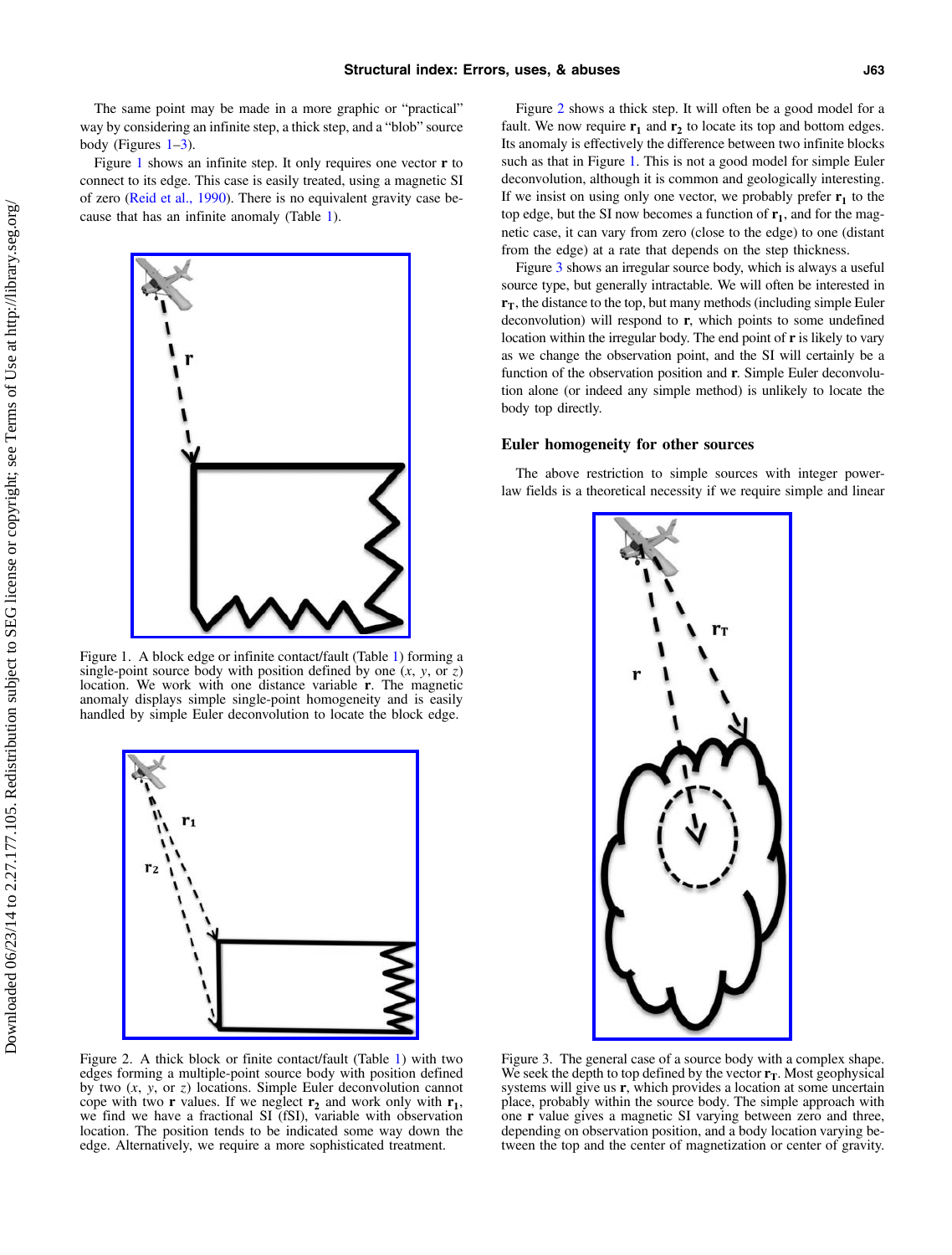The same point may be made in a more graphic or "practical" way by considering an infinite step, a thick step, and a "blob" source body (Figures 1–3).

Figure 1 shows an infinite step. It only requires one vector **r** to connect to its edge. This case is easily treated, using a magnetic SI of zero (Reid et al., 1990). There is no equivalent gravity case because that has an infinite anomaly (Table 1).

Figure 1. A block edge or infinite contact/fault (Table 1) forming a single-point source body with position defined by one ($x$, $y$, or $z$) location. We work with one distance variable **r**. The magnetic anomaly displays simple single-point homogeneity and is easily handled by simple Euler deconvolution to locate the block edge.

Figure 2. A thick block or finite contact/fault (Table 1) with two edges forming a multiple-point source body with position defined by two ($x$, $y$, or $z$) locations. Simple Euler deconvolution cannot cope with two **r** values. If we neglect $\mathbf{r}_2$ and work only with $\mathbf{r}_1$, we find we have a fractional SI (fSI), variable with observation location. The position tends to be indicated some way down the edge. Alternatively, we require a more sophisticated treatment.

Figure 2 shows a thick step. It will often be a good model for a fault. We now require $\mathbf{r}_1$ and $\mathbf{r}_2$ to locate its top and bottom edges. Its anomaly is effectively the difference between two infinite blocks such as that in Figure 1. This is not a good model for simple Euler deconvolution, although it is common and geologically interesting. If we insist on using only one vector, we probably prefer $\mathbf{r}_1$ to the top edge, but the SI now becomes a function of $\mathbf{r}_1$, and for the magnetic case, it can vary from zero (close to the edge) to one (distant from the edge) at a rate that depends on the step thickness.

Figure 3 shows an irregular source body, which is always a useful source type, but generally intractable. We will often be interested in $\mathbf{r}_T$, the distance to the top, but many methods (including simple Euler deconvolution) will respond to **r**, which points to some undefined location within the irregular body. The end point of **r** is likely to vary as we change the observation point, and the SI will certainly be a function of the observation position and **r**. Simple Euler deconvolution alone (or indeed any simple method) is unlikely to locate the body top directly.

## Euler homogeneity for other sources

The above restriction to simple sources with integer power-law fields is a theoretical necessity if we require simple and linear

Figure 3. The general case of a source body with a complex shape. We seek the depth to top defined by the vector $\mathbf{r}_T$. Most geophysical systems will give us **r**, which provides a location at some uncertain place, probably within the source body. The simple approach with one **r** value gives a magnetic SI varying between zero and three, depending on observation position, and a body location varying between the top and the center of magnetization or center of gravity.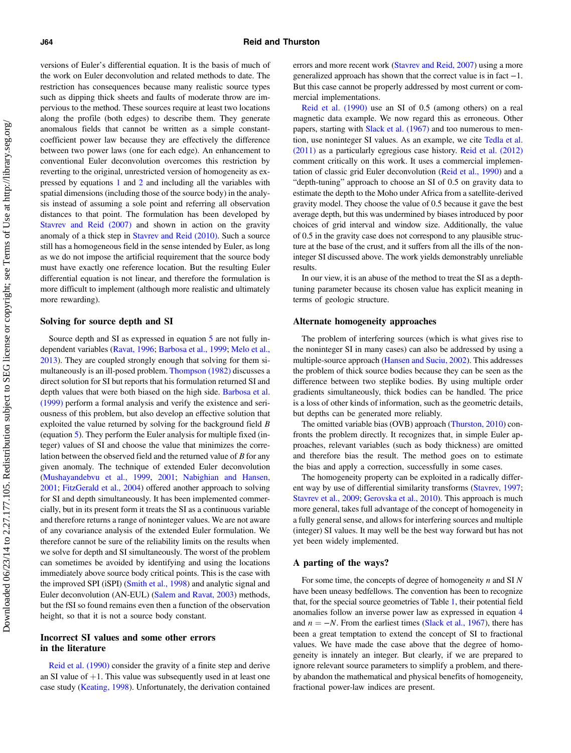versions of Euler's differential equation. It is the basis of much of the work on Euler deconvolution and related methods to date. The restriction has consequences because many realistic source types such as dipping thick sheets and faults of moderate throw are impervious to the method. These sources require at least two locations along the profile (both edges) to describe them. They generate anomalous fields that cannot be written as a simple constant-coefficient power law because they are effectively the difference between two power laws (one for each edge). An enhancement to conventional Euler deconvolution overcomes this restriction by reverting to the original, unrestricted version of homogeneity as expressed by equations 1 and 2 and including all the variables with spatial dimensions (including those of the source body) in the analysis instead of assuming a sole point and referring all observation distances to that point. The formulation has been developed by Stavrev and Reid (2007) and shown in action on the gravity anomaly of a thick step in Stavrev and Reid (2010). Such a source still has a homogeneous field in the sense intended by Euler, as long as we do not impose the artificial requirement that the source body must have exactly one reference location. But the resulting Euler differential equation is not linear, and therefore the formulation is more difficult to implement (although more realistic and ultimately more rewarding).

## Solving for source depth and SI

Source depth and SI as expressed in equation 5 are not fully independent variables (Ravat, 1996; Barbosa et al., 1999; Melo et al., 2013). They are coupled strongly enough that solving for them simultaneously is an ill-posed problem. Thompson (1982) discusses a direct solution for SI but reports that his formulation returned SI and depth values that were both biased on the high side. Barbosa et al. (1999) perform a formal analysis and verify the existence and seriousness of this problem, but also develop an effective solution that exploited the value returned by solving for the background field $B$ (equation 5). They perform the Euler analysis for multiple fixed (integer) values of SI and choose the value that minimizes the correlation between the observed field and the returned value of $B$ for any given anomaly. The technique of extended Euler deconvolution (Mushayandebvu et al., 1999, 2001; Nabighian and Hansen, 2001; FitzGerald et al., 2004) offered another approach to solving for SI and depth simultaneously. It has been implemented commercially, but in its present form it treats the SI as a continuous variable and therefore returns a range of noninteger values. We are not aware of any covariance analysis of the extended Euler formulation. We therefore cannot be sure of the reliability limits on the results when we solve for depth and SI simultaneously. The worst of the problem can sometimes be avoided by identifying and using the locations immediately above source body critical points. This is the case with the improved SPI (iSPI) (Smith et al., 1998) and analytic signal and Euler deconvolution (AN-EUL) (Salem and Ravat, 2003) methods, but the fSI so found remains even then a function of the observation height, so that it is not a source body constant.

## Incorrect SI values and some other errors in the literature

Reid et al. (1990) consider the gravity of a finite step and derive an SI value of +1. This value was subsequently used in at least one case study (Keating, 1998). Unfortunately, the derivation contained errors and more recent work (Stavrev and Reid, 2007) using a more generalized approach has shown that the correct value is in fact −1. But this case cannot be properly addressed by most current or commercial implementations.

Reid et al. (1990) use an SI of 0.5 (among others) on a real magnetic data example. We now regard this as erroneous. Other papers, starting with Slack et al. (1967) and too numerous to mention, use noninteger SI values. As an example, we cite Tedla et al. (2011) as a particularly egregious case history. Reid et al. (2012) comment critically on this work. It uses a commercial implementation of classic grid Euler deconvolution (Reid et al., 1990) and a "depth-tuning" approach to choose an SI of 0.5 on gravity data to estimate the depth to the Moho under Africa from a satellite-derived gravity model. They choose the value of 0.5 because it gave the best average depth, but this was undermined by biases introduced by poor choices of grid interval and window size. Additionally, the value of 0.5 in the gravity case does not correspond to any plausible structure at the base of the crust, and it suffers from all the ills of the noninteger SI discussed above. The work yields demonstrably unreliable results.

In our view, it is an abuse of the method to treat the SI as a depth-tuning parameter because its chosen value has explicit meaning in terms of geologic structure.

## Alternate homogeneity approaches

The problem of interfering sources (which is what gives rise to the noninteger SI in many cases) can also be addressed by using a multiple-source approach (Hansen and Suciu, 2002). This addresses the problem of thick source bodies because they can be seen as the difference between two steplike bodies. By using multiple order gradients simultaneously, thick bodies can be handled. The price is a loss of other kinds of information, such as the geometric details, but depths can be generated more reliably.

The omitted variable bias (OVB) approach (Thurston, 2010) confronts the problem directly. It recognizes that, in simple Euler approaches, relevant variables (such as body thickness) are omitted and therefore bias the result. The method goes on to estimate the bias and apply a correction, successfully in some cases.

The homogeneity property can be exploited in a radically different way by use of differential similarity transforms (Stavrev, 1997; Stavrev et al., 2009; Gerovska et al., 2010). This approach is much more general, takes full advantage of the concept of homogeneity in a fully general sense, and allows for interfering sources and multiple (integer) SI values. It may well be the best way forward but has not yet been widely implemented.

## A parting of the ways?

For some time, the concepts of degree of homogeneity $n$ and SI $N$ have been uneasy bedfellows. The convention has been to recognize that, for the special source geometries of Table 1, their potential field anomalies follow an inverse power law as expressed in equation 4 and $n = -N$. From the earliest times (Slack et al., 1967), there has been a great temptation to extend the concept of SI to fractional values. We have made the case above that the degree of homogeneity is innately an integer. But clearly, if we are prepared to ignore relevant source parameters to simplify a problem, and thereby abandon the mathematical and physical benefits of homogeneity, fractional power-law indices are present.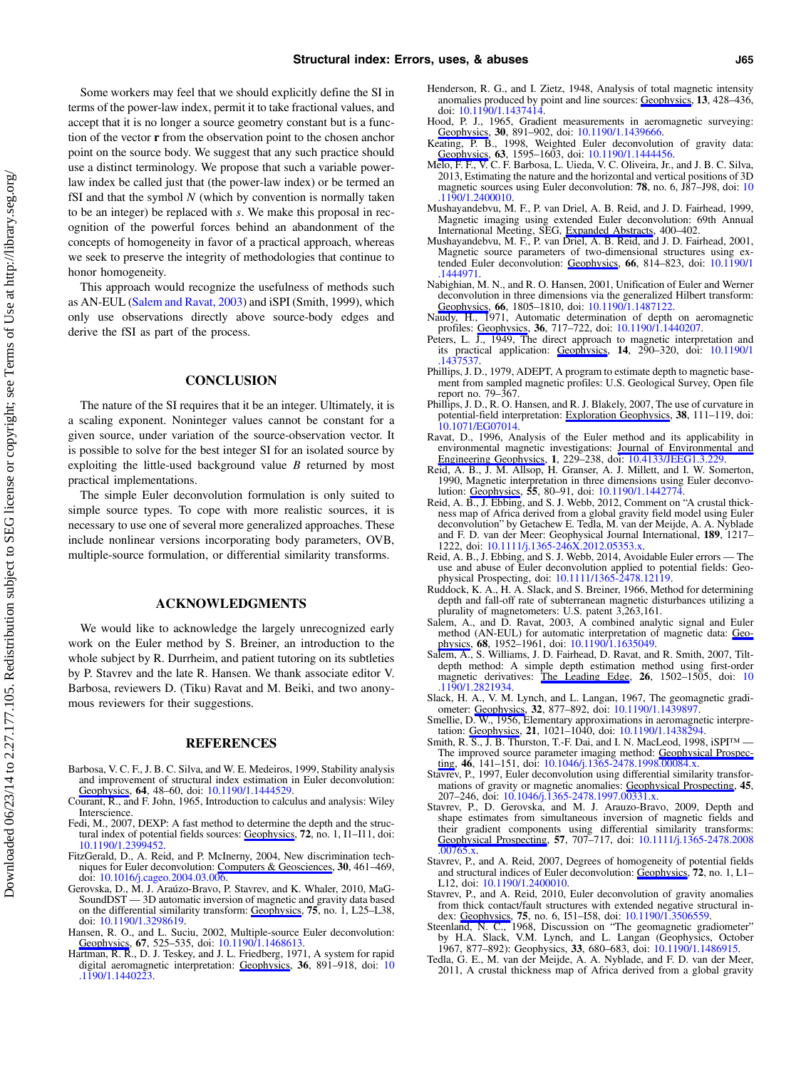Some workers may feel that we should explicitly define the SI in terms of the power-law index, permit it to take fractional values, and accept that it is no longer a source geometry constant but a function of the vector **r** from the observation point to the chosen anchor point on the source body. We suggest that any such practice should use a distinct terminology. We propose that such a variable power-law index be called just that (the power-law index) or be termed an fSI and that the symbol $N$ (which by convention is normally taken to be an integer) be replaced with $s$. We make this proposal in recognition of the powerful forces behind an abandonment of the concepts of homogeneity in favor of a practical approach, whereas we seek to preserve the integrity of methodologies that continue to honor homogeneity.

This approach would recognize the usefulness of methods such as AN-EUL (Salem and Ravat, 2003) and iSPI (Smith, 1999), which only use observations directly above source-body edges and derive the fSI as part of the process.

## CONCLUSION

The nature of the SI requires that it be an integer. Ultimately, it is a scaling exponent. Noninteger values cannot be constant for a given source, under variation of the source-observation vector. It is possible to solve for the best integer SI for an isolated source by exploiting the little-used background value $B$ returned by most practical implementations.

The simple Euler deconvolution formulation is only suited to simple source types. To cope with more realistic sources, it is necessary to use one of several more generalized approaches. These include nonlinear versions incorporating body parameters, OVB, multiple-source formulation, or differential similarity transforms.

## ACKNOWLEDGMENTS

We would like to acknowledge the largely unrecognized early work on the Euler method by S. Breiner, an introduction to the whole subject by R. Durrheim, and patient tutoring on its subtleties by P. Stavrev and the late R. Hansen. We thank associate editor V. Barbosa, reviewers D. (Tiku) Ravat and M. Beiki, and two anonymous reviewers for their suggestions.

## REFERENCES

Barbosa, V. C. F., J. B. C. Silva, and W. E. Medeiros, 1999, Stability analysis and improvement of structural index estimation in Euler deconvolution: Geophysics, **64**, 48–60, doi: 10.1190/1.1444529.

Courant, R., and F. John, 1965, Introduction to calculus and analysis: Wiley Interscience.

Fedi, M., 2007, DEXP: A fast method to determine the depth and the structural index of potential fields sources: Geophysics, **72**, no. 1, I1–I11, doi: 10.1190/1.2399452.

FitzGerald, D., A. Reid, and P. McInerny, 2004, New discrimination techniques for Euler deconvolution: Computers & Geosciences, **30**, 461–469, doi: 10.1016/j.cageo.2004.03.006.

Gerovska, D., M. J. Araúzo-Bravo, P. Stavrev, and K. Whaler, 2010, MaGSoundDST — 3D automatic inversion of magnetic and gravity data based on the differential similarity transform: Geophysics, **75**, no. 1, L25–L38, doi: 10.1190/1.3298619.

Hansen, R. O., and L. Suciu, 2002, Multiple-source Euler deconvolution: Geophysics, **67**, 525–535, doi: 10.1190/1.1468613.

Hartman, R. R., D. J. Teskey, and J. L. Friedberg, 1971, A system for rapid digital aeromagnetic interpretation: Geophysics, **36**, 891–918, doi: 10.1190/1.1440223.

Henderson, R. G., and I. Zietz, 1948, Analysis of total magnetic intensity anomalies produced by point and line sources: Geophysics, **13**, 428–436, doi: 10.1190/1.1437414.

Hood, P. J., 1965, Gradient measurements in aeromagnetic surveying: Geophysics, **30**, 891–902, doi: 10.1190/1.1439666.

Keating, P. B., 1998, Weighted Euler deconvolution of gravity data: Geophysics, **63**, 1595–1603, doi: 10.1190/1.1444456.

Melo, F. F., V. C. F. Barbosa, L. Uieda, V. C. Oliveira, Jr., and J. B. C. Silva, 2013, Estimating the nature and the horizontal and vertical positions of 3D magnetic sources using Euler deconvolution: **78**, no. 6, J87–J98, doi: 10.1190/1.2400010.

Mushayandebvu, M. F., P. van Driel, A. B. Reid, and J. D. Fairhead, 1999, Magnetic imaging using extended Euler deconvolution: 69th Annual International Meeting, SEG, Expanded Abstracts, 400–402.

Mushayandebvu, M. F., P. van Driel, A. B. Reid, and J. D. Fairhead, 2001, Magnetic source parameters of two-dimensional structures using extended Euler deconvolution: Geophysics, **66**, 814–823, doi: 10.1190/1.1444971.

Nabighian, M. N., and R. O. Hansen, 2001, Unification of Euler and Werner deconvolution in three dimensions via the generalized Hilbert transform: Geophysics, **66**, 1805–1810, doi: 10.1190/1.1487122.

Naudy, H., 1971, Automatic determination of depth on aeromagnetic profiles: Geophysics, **36**, 717–722, doi: 10.1190/1.1440207.

Peters, L. J., 1949, The direct approach to magnetic interpretation and its practical application: Geophysics, **14**, 290–320, doi: 10.1190/1.1437537.

Phillips, J. D., 1979, ADEPT, A program to estimate depth to magnetic basement from sampled magnetic profiles: U.S. Geological Survey, Open file report no. 79–367.

Phillips, J. D., R. O. Hansen, and R. J. Blakely, 2007, The use of curvature in potential-field interpretation: Exploration Geophysics, **38**, 111–119, doi: 10.1071/EG07014.

Ravat, D., 1996, Analysis of the Euler method and its applicability in environmental magnetic investigations: Journal of Environmental and Engineering Geophysics, **1**, 229–238, doi: 10.4133/JEEG1.3.229.

Reid, A. B., J. M. Allsop, H. Granser, A. J. Millett, and I. W. Somerton, 1990, Magnetic interpretation in three dimensions using Euler deconvolution: Geophysics, **55**, 80–91, doi: 10.1190/1.1442774.

Reid, A. B., J. Ebbing, and S. J. Webb, 2012, Comment on "A crustal thickness map of Africa derived from a global gravity field model using Euler deconvolution" by Getachew E. Tedla, M. van der Meijde, A. A. Nyblade and F. D. van der Meer: Geophysical Journal International, **189**, 1217–1222, doi: 10.1111/j.1365-246X.2012.05353.x.

Reid, A. B., J. Ebbing, and S. J. Webb, 2014, Avoidable Euler errors — The use and abuse of Euler deconvolution applied to potential fields: Geophysical Prospecting, doi: 10.1111/1365-2478.12119.

Ruddock, K. A., H. A. Slack, and S. Breiner, 1966, Method for determining depth and fall-off rate of subterranean magnetic disturbances utilizing a plurality of magnetometers: U.S. patent 3,263,161.

Salem, A., and D. Ravat, 2003, A combined analytic signal and Euler method (AN-EUL) for automatic interpretation of magnetic data: Geophysics, **68**, 1952–1961, doi: 10.1190/1.1635049.

Salem, A., S. Williams, J. D. Fairhead, D. Ravat, and R. Smith, 2007, Tilt-depth method: A simple depth estimation method using first-order magnetic derivatives: The Leading Edge, **26**, 1502–1505, doi: 10.1190/1.2821934.

Slack, H. A., V. M. Lynch, and L. Langan, 1967, The geomagnetic gradiometer: Geophysics, **32**, 877–892, doi: 10.1190/1.1439897.

Smellie, D. W., 1956, Elementary approximations in aeromagnetic interpretation: Geophysics, **21**, 1021–1040, doi: 10.1190/1.1438294.

Smith, R. S., J. B. Thurston, T.-F. Dai, and I. N. MacLeod, 1998, iSPI™ — The improved source parameter imaging method: Geophysical Prospecting, **46**, 141–151, doi: 10.1046/j.1365-2478.1998.00084.x.

Stavrev, P., 1997, Euler deconvolution using differential similarity transformations of gravity or magnetic anomalies: Geophysical Prospecting, **45**, 207–246, doi: 10.1046/j.1365-2478.1997.00331.x.

Stavrev, P., D. Gerovska, and M. J. Arauzo-Bravo, 2009, Depth and shape estimates from simultaneous inversion of magnetic fields and their gradient components using differential similarity transforms: Geophysical Prospecting, **57**, 707–717, doi: 10.1111/j.1365-2478.2008.00765.x.

Stavrev, P., and A. Reid, 2007, Degrees of homogeneity of potential fields and structural indices of Euler deconvolution: Geophysics, **72**, no. 1, L1–L12, doi: 10.1190/1.2400010.

Stavrev, P., and A. Reid, 2010, Euler deconvolution of gravity anomalies from thick contact/fault structures with extended negative structural index: Geophysics, **75**, no. 6, I51–I58, doi: 10.1190/1.3506559.

Steenland, N. C., 1968, Discussion on "The geomagnetic gradiometer" by H.A. Slack, V.M. Lynch, and L. Langan (Geophysics, October 1967, 877–892): Geophysics, **33**, 680–683, doi: 10.1190/1.1486915.

Tedla, G. E., M. van der Meijde, A. A. Nyblade, and F. D. van der Meer, 2011, A crustal thickness map of Africa derived from a global gravity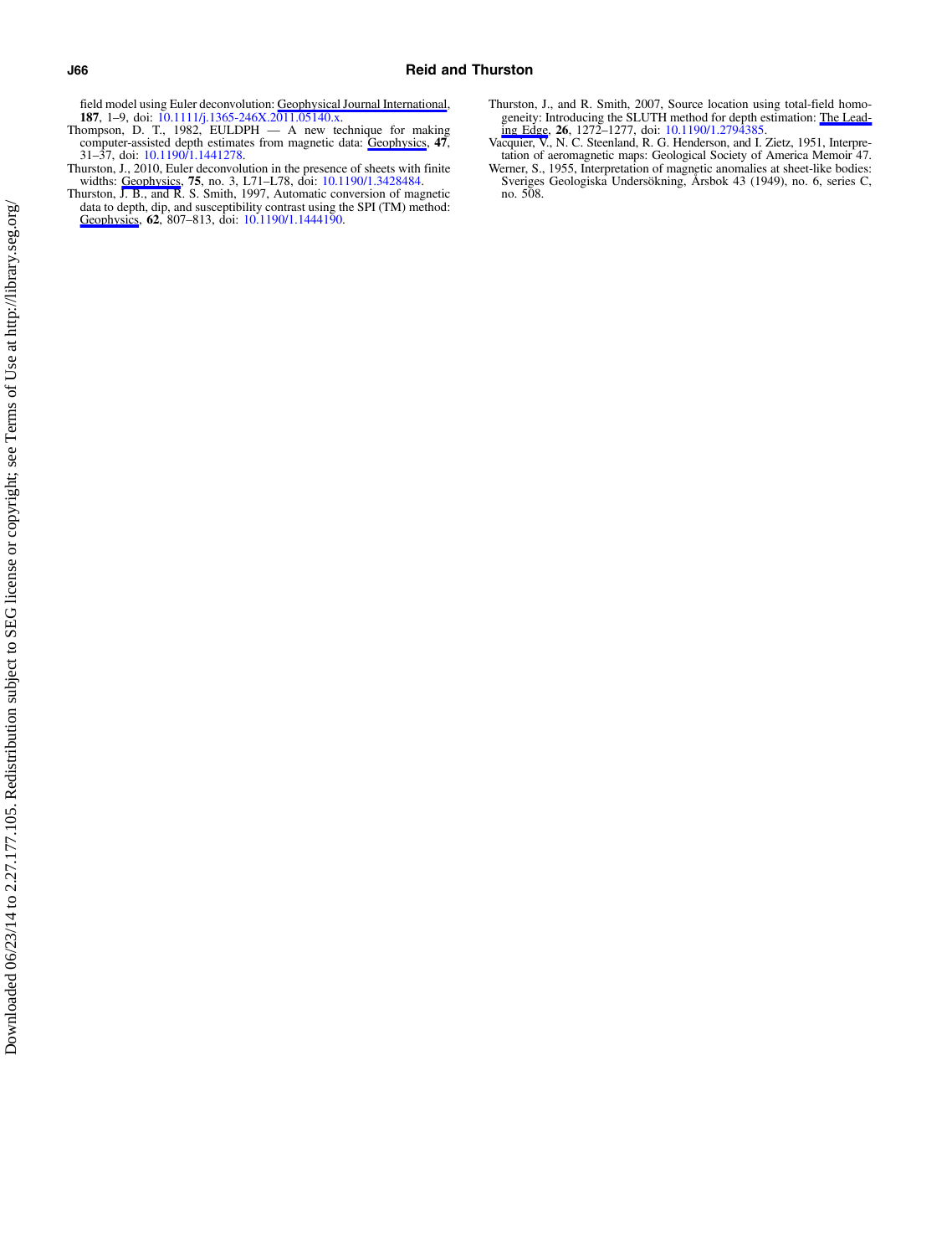field model using Euler deconvolution: Geophysical Journal International, **187**, 1–9, doi: 10.1111/j.1365-246X.2011.05140.x.

Thompson, D. T., 1982, EULDPH — A new technique for making computer-assisted depth estimates from magnetic data: Geophysics, **47**, 31–37, doi: 10.1190/1.1441278.

Thurston, J., 2010, Euler deconvolution in the presence of sheets with finite widths: Geophysics, **75**, no. 3, L71–L78, doi: 10.1190/1.3428484.

Thurston, J. B., and R. S. Smith, 1997, Automatic conversion of magnetic data to depth, dip, and susceptibility contrast using the SPI (TM) method: Geophysics, **62**, 807–813, doi: 10.1190/1.1444190.

Thurston, J., and R. Smith, 2007, Source location using total-field homogeneity: Introducing the SLUTH method for depth estimation: The Leading Edge, **26**, 1272–1277, doi: 10.1190/1.2794385.

Vacquier, V., N. C. Steenland, R. G. Henderson, and I. Zietz, 1951, Interpretation of aeromagnetic maps: Geological Society of America Memoir 47.

Werner, S., 1955, Interpretation of magnetic anomalies at sheet-like bodies: Sveriges Geologiska Undersökning, Årsbok 43 (1949), no. 6, series C, no. 508.